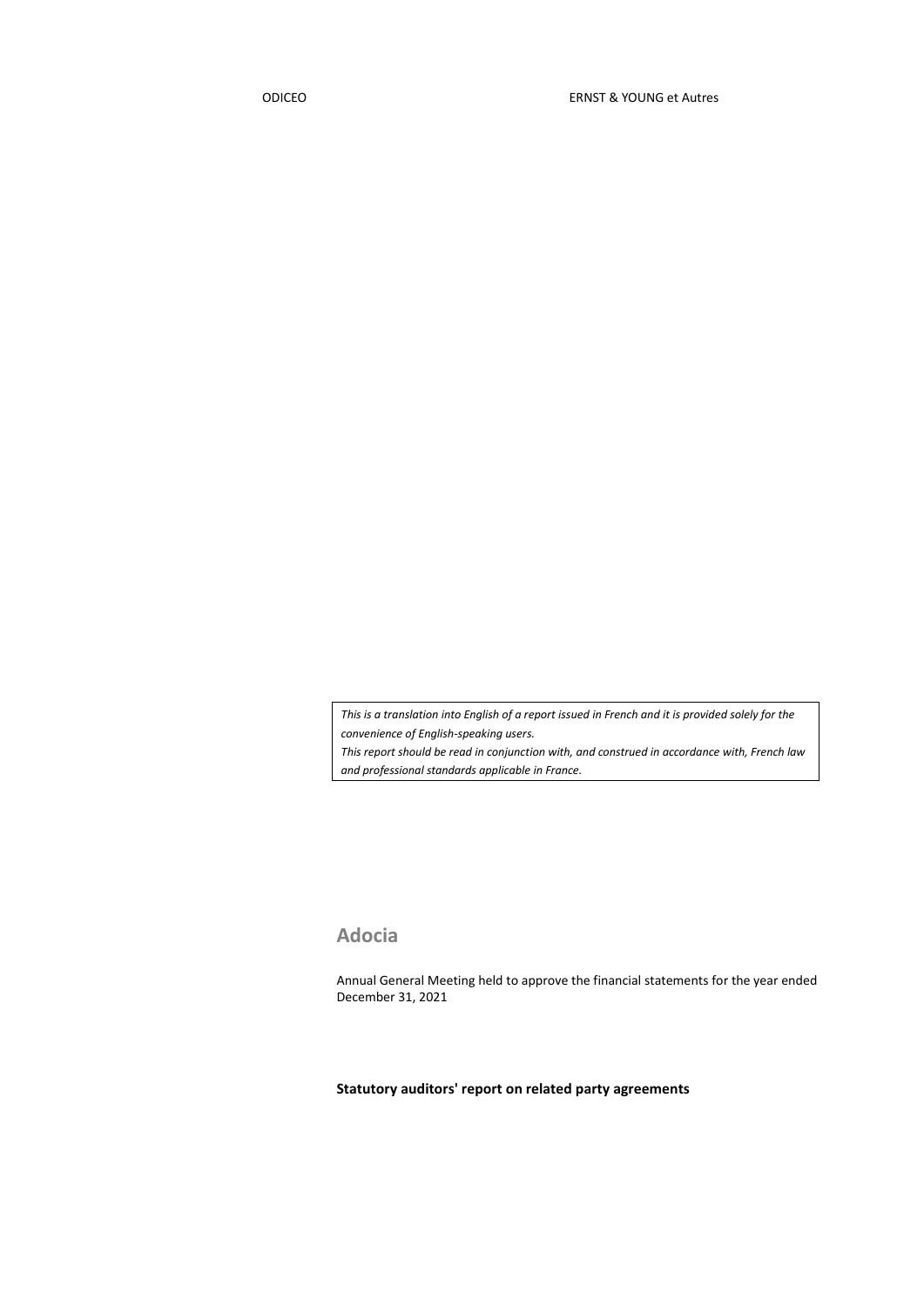ODICEO ERNST & YOUNG et Autres

*This is a translation into English of a report issued in French and it is provided solely for the convenience of English-speaking users.*
*This report should be read in conjunction with, and construed in accordance with, French law and professional standards applicable in France.*

# Adocia

Annual General Meeting held to approve the financial statements for the year ended December 31, 2021

**Statutory auditors' report on related party agreements**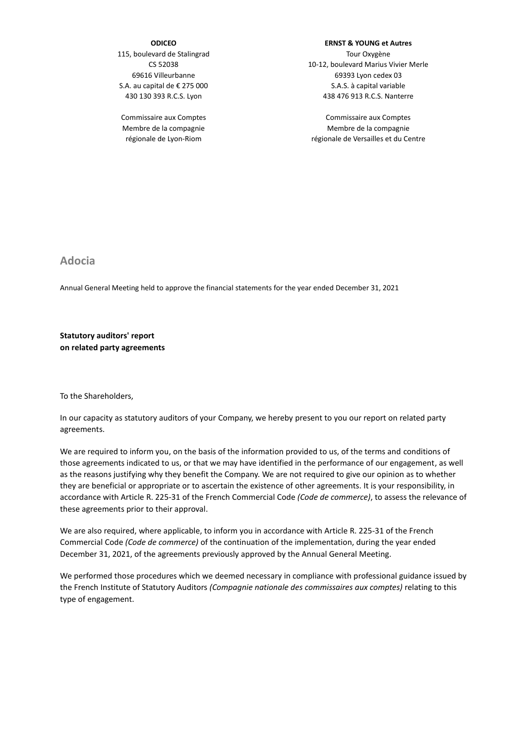| **ODICEO** | **ERNST & YOUNG et Autres** |
|---|---|
| 115, boulevard de Stalingrad | Tour Oxygène |
| CS 52038 | 10-12, boulevard Marius Vivier Merle |
| 69616 Villeurbanne | 69393 Lyon cedex 03 |
| S.A. au capital de € 275 000 | S.A.S. à capital variable |
| 430 130 393 R.C.S. Lyon | 438 476 913 R.C.S. Nanterre |
| Commissaire aux Comptes | Commissaire aux Comptes |
| Membre de la compagnie | Membre de la compagnie |
| régionale de Lyon-Riom | régionale de Versailles et du Centre |

## Adocia

Annual General Meeting held to approve the financial statements for the year ended December 31, 2021

**Statutory auditors' report**
**on related party agreements**

To the Shareholders,

In our capacity as statutory auditors of your Company, we hereby present to you our report on related party agreements.

We are required to inform you, on the basis of the information provided to us, of the terms and conditions of those agreements indicated to us, or that we may have identified in the performance of our engagement, as well as the reasons justifying why they benefit the Company. We are not required to give our opinion as to whether they are beneficial or appropriate or to ascertain the existence of other agreements. It is your responsibility, in accordance with Article R. 225-31 of the French Commercial Code *(Code de commerce)*, to assess the relevance of these agreements prior to their approval.

We are also required, where applicable, to inform you in accordance with Article R. 225-31 of the French Commercial Code *(Code de commerce)* of the continuation of the implementation, during the year ended December 31, 2021, of the agreements previously approved by the Annual General Meeting.

We performed those procedures which we deemed necessary in compliance with professional guidance issued by the French Institute of Statutory Auditors *(Compagnie nationale des commissaires aux comptes)* relating to this type of engagement.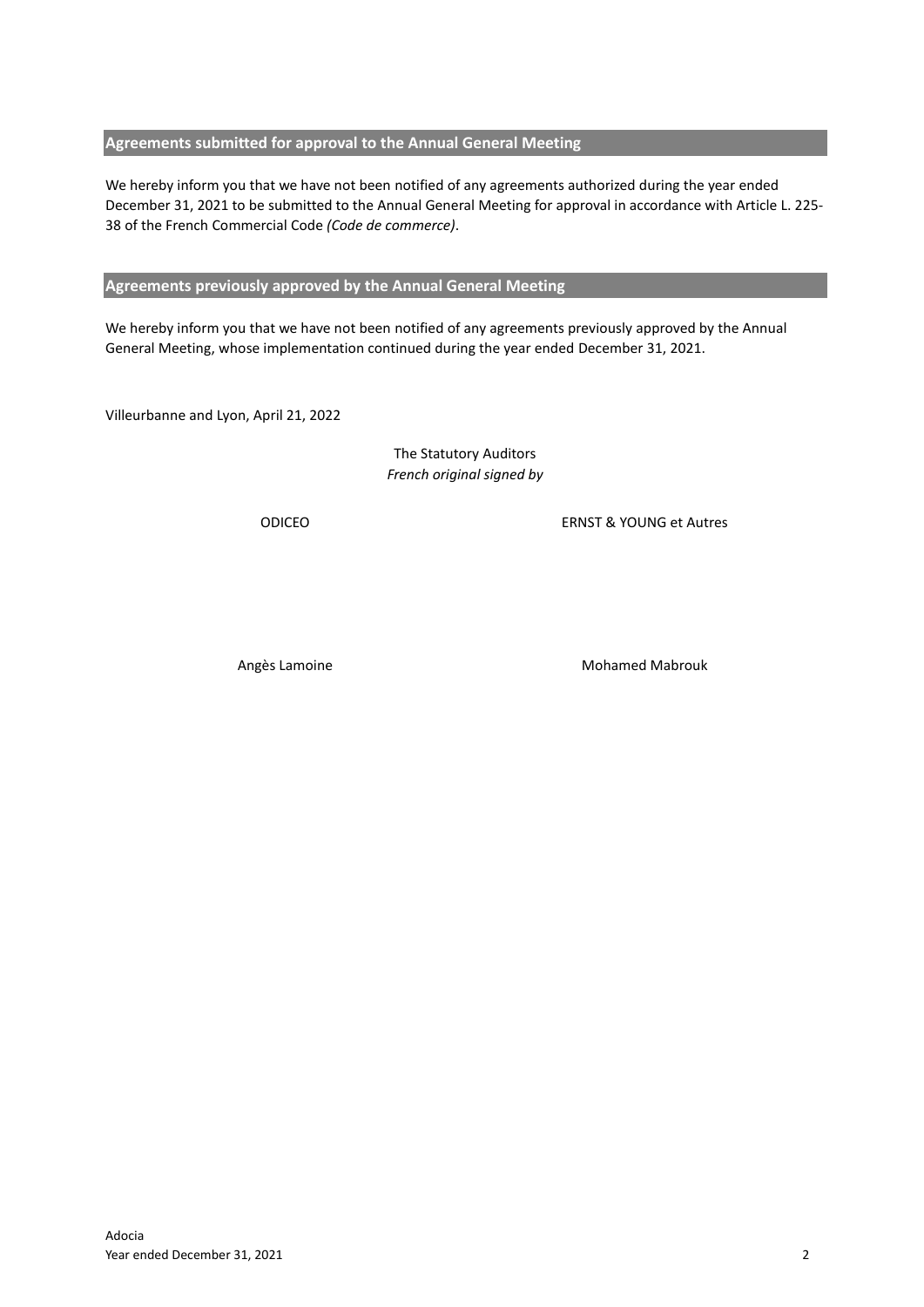## Agreements submitted for approval to the Annual General Meeting

We hereby inform you that we have not been notified of any agreements authorized during the year ended December 31, 2021 to be submitted to the Annual General Meeting for approval in accordance with Article L. 225-38 of the French Commercial Code *(Code de commerce)*.

## Agreements previously approved by the Annual General Meeting

We hereby inform you that we have not been notified of any agreements previously approved by the Annual General Meeting, whose implementation continued during the year ended December 31, 2021.

Villeurbanne and Lyon, April 21, 2022

The Statutory Auditors
*French original signed by*

ODICEO

Angès Lamoine

ERNST & YOUNG et Autres

Mohamed Mabrouk